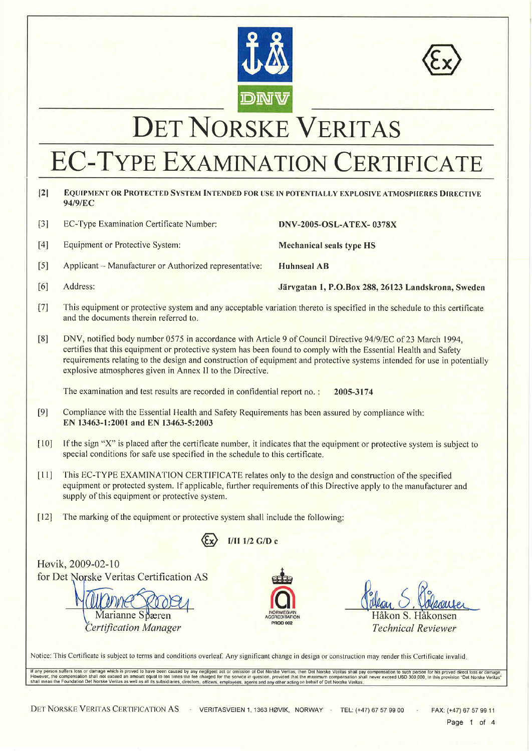# DET NORSKE VERITAS

# EC-TYPE EXAMINATION CERTIFICATE

[2] **EQUIPMENT OR PROTECTED SYSTEM INTENDED FOR USE IN POTENTIALLY EXPLOSIVE ATMOSPHERES DIRECTIVE 94/9/EC**

[3] EC-Type Examination Certificate Number: **DNV-2005-OSL-ATEX- 0378X**

[4] Equipment or Protective System: **Mechanical seals type HS**

[5] Applicant – Manufacturer or Authorized representative: **Huhnseal AB**

[6] Address: **Järvgatan 1, P.O.Box 288, 26123 Landskrona, Sweden**

[7] This equipment or protective system and any acceptable variation thereto is specified in the schedule to this certificate and the documents therein referred to.

[8] DNV, notified body number 0575 in accordance with Article 9 of Council Directive 94/9/EC of 23 March 1994, certifies that this equipment or protective system has been found to comply with the Essential Health and Safety requirements relating to the design and construction of equipment and protective systems intended for use in potentially explosive atmospheres given in Annex II to the Directive.

The examination and test results are recorded in confidential report no. : **2005-3174**

[9] Compliance with the Essential Health and Safety Requirements has been assured by compliance with: **EN 13463-1:2001 and EN 13463-5:2003**

[10] If the sign "X" is placed after the certificate number, it indicates that the equipment or protective system is subject to special conditions for safe use specified in the schedule to this certificate.

[11] This EC-TYPE EXAMINATION CERTIFICATE relates only to the design and construction of the specified equipment or protected system. If applicable, further requirements of this Directive apply to the manufacturer and supply of this equipment or protective system.

[12] The marking of the equipment or protective system shall include the following:

Ex **I/II 1/2 G/D c**

Høvik, 2009-02-10
for Det Norske Veritas Certification AS

Marianne Spæren
*Certification Manager*

NORWEGIAN ACCREDITATION PROD 002

Håkon S. Håkonsen
*Technical Reviewer*

Notice: This Certificate is subject to terms and conditions overleaf. Any significant change in design or construction may render this Certificate invalid.

If any person suffers loss or damage which is proved to have been caused by any negligent act or omission of Det Norske Veritas, then Det Norske Veritas shall pay compensation to such person for his proved direct loss or damage. However, the compensation shall not exceed an amount equal to ten times the fee charged for the service in question, provided that the maximum compensation shall never exceed USD 300,000. In this provision "Det Norske Veritas" shall mean the Foundation Det Norske Veritas as well as all its subsidiaries, directors, officers, employees, agents and any other acting on behalf of Det Norske Veritas.

DET NORSKE VERITAS CERTIFICATION AS - VERITASVEIEN 1, 1363 HØVIK, NORWAY - TEL: (+47) 67 57 99 00 - FAX: (+47) 67 57 99 11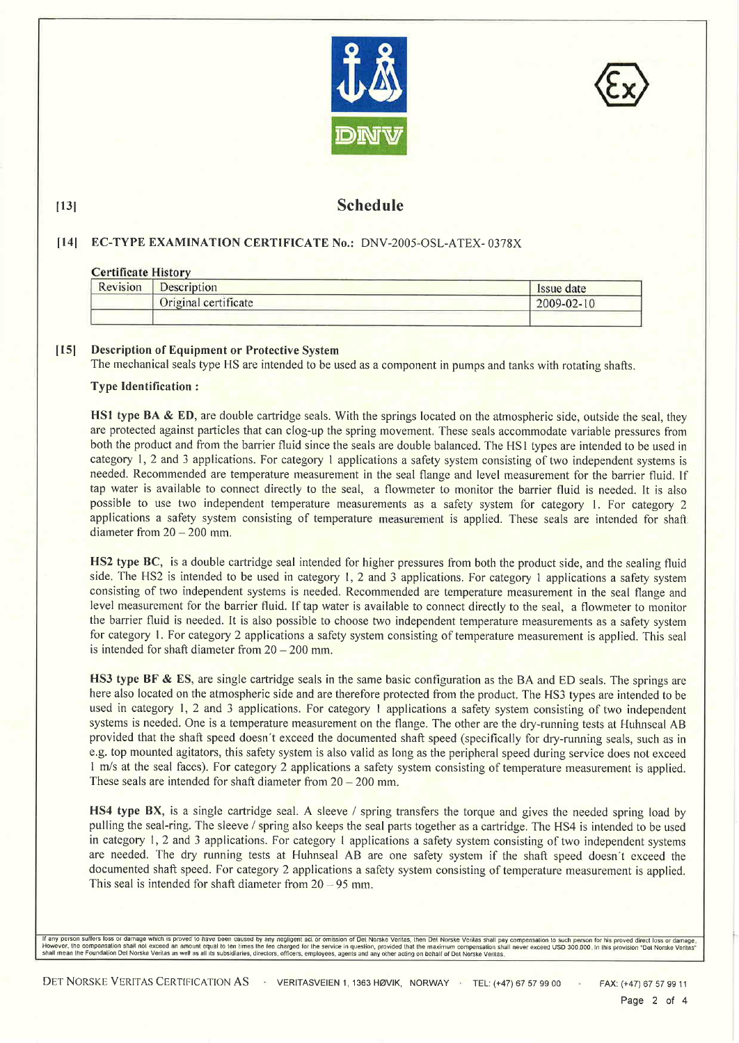[13]

# Schedule

## [14] EC-TYPE EXAMINATION CERTIFICATE No.: DNV-2005-OSL-ATEX- 0378X

**Certificate History**

| Revision | Description | Issue date |
|---|---|---|
| | Original certificate | 2009-02-10 |
| | | |

## [15] Description of Equipment or Protective System

The mechanical seals type HS are intended to be used as a component in pumps and tanks with rotating shafts.

**Type Identification :**

**HS1 type BA & ED**, are double cartridge seals. With the springs located on the atmospheric side, outside the seal, they are protected against particles that can clog-up the spring movement. These seals accommodate variable pressures from both the product and from the barrier fluid since the seals are double balanced. The HS1 types are intended to be used in category 1, 2 and 3 applications. For category 1 applications a safety system consisting of two independent systems is needed. Recommended are temperature measurement in the seal flange and level measurement for the barrier fluid. If tap water is available to connect directly to the seal, a flowmeter to monitor the barrier fluid is needed. It is also possible to use two independent temperature measurements as a safety system for category 1. For category 2 applications a safety system consisting of temperature measurement is applied. These seals are intended for shaft diameter from 20 – 200 mm.

**HS2 type BC**, is a double cartridge seal intended for higher pressures from both the product side, and the sealing fluid side. The HS2 is intended to be used in category 1, 2 and 3 applications. For category 1 applications a safety system consisting of two independent systems is needed. Recommended are temperature measurement in the seal flange and level measurement for the barrier fluid. If tap water is available to connect directly to the seal, a flowmeter to monitor the barrier fluid is needed. It is also possible to choose two independent temperature measurements as a safety system for category 1. For category 2 applications a safety system consisting of temperature measurement is applied. This seal is intended for shaft diameter from 20 – 200 mm.

**HS3 type BF & ES**, are single cartridge seals in the same basic configuration as the BA and ED seals. The springs are here also located on the atmospheric side and are therefore protected from the product. The HS3 types are intended to be used in category 1, 2 and 3 applications. For category 1 applications a safety system consisting of two independent systems is needed. One is a temperature measurement on the flange. The other are the dry-running tests at Huhnseal AB provided that the shaft speed doesn´t exceed the documented shaft speed (specifically for dry-running seals, such as in e.g. top mounted agitators, this safety system is also valid as long as the peripheral speed during service does not exceed 1 m/s at the seal faces). For category 2 applications a safety system consisting of temperature measurement is applied. These seals are intended for shaft diameter from 20 – 200 mm.

**HS4 type BX**, is a single cartridge seal. A sleeve / spring transfers the torque and gives the needed spring load by pulling the seal-ring. The sleeve / spring also keeps the seal parts together as a cartridge. The HS4 is intended to be used in category 1, 2 and 3 applications. For category 1 applications a safety system consisting of two independent systems are needed. The dry running tests at Huhnseal AB are one safety system if the shaft speed doesn´t exceed the documented shaft speed. For category 2 applications a safety system consisting of temperature measurement is applied. This seal is intended for shaft diameter from 20 – 95 mm.

If any person suffers loss or damage which is proved to have been caused by any negligent act or omission of Det Norske Veritas, then Det Norske Veritas shall pay compensation to such person for his proved direct loss or damage. However, the compensation shall not exceed an amount equal to ten times the fee charged for the service in question, provided that the maximum compensation shall never exceed USD 300.000. In this provision "Det Norske Veritas" shall mean the Foundation Det Norske Veritas as well as all its subsidiaries, directors, officers, employees, agents and any other acting on behalf of Det Norske Veritas.

DET NORSKE VERITAS CERTIFICATION AS · VERITASVEIEN 1, 1363 HØVIK, NORWAY · TEL: (+47) 67 57 99 00 · FAX: (+47) 67 57 99 11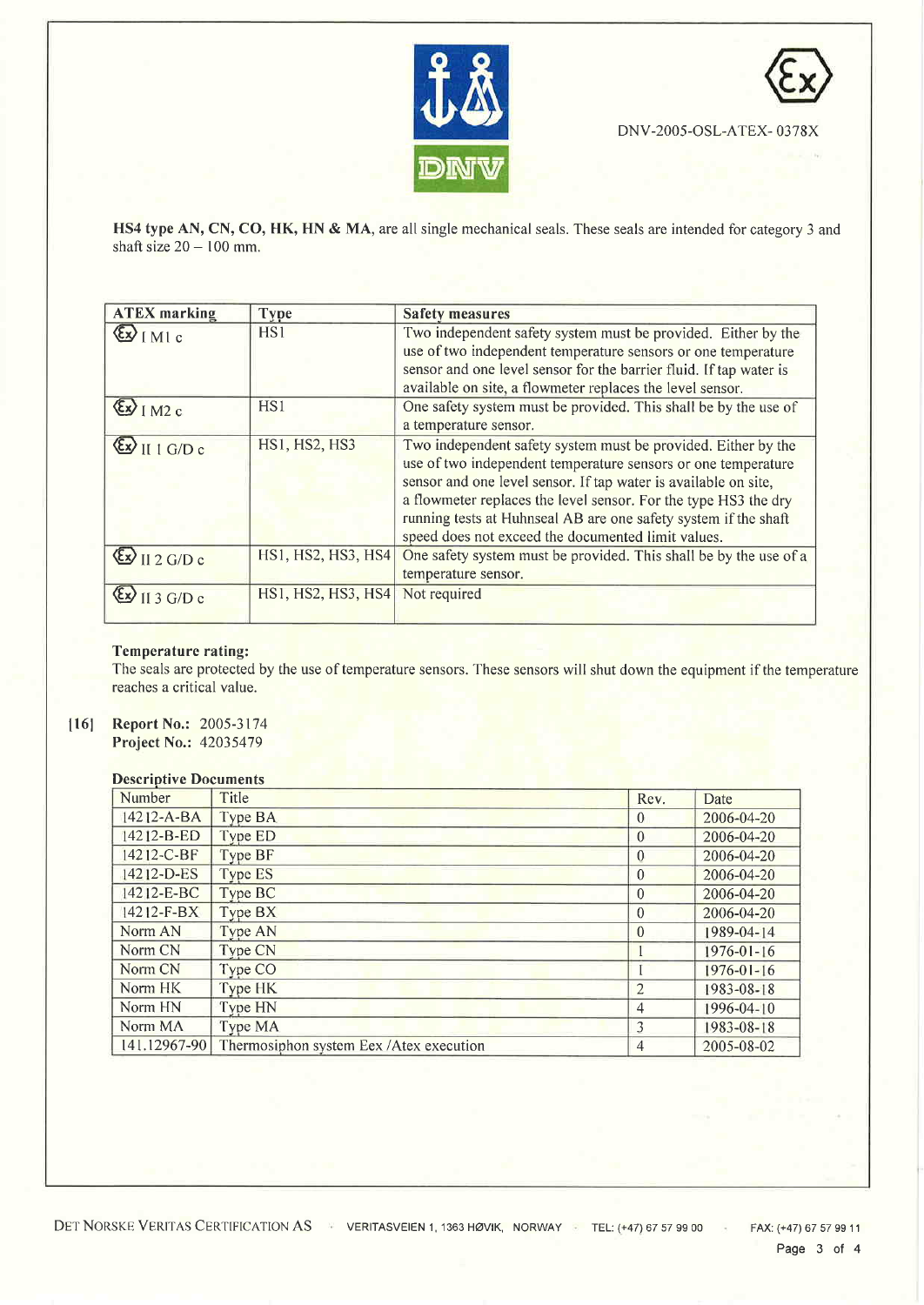DNV-2005-OSL-ATEX- 0378X

**HS4 type AN, CN, CO, HK, HN & MA**, are all single mechanical seals. These seals are intended for category 3 and shaft size 20 – 100 mm.

| ATEX marking | Type | Safety measures |
|---|---|---|
| Ex I M1 c | HS1 | Two independent safety system must be provided. Either by the use of two independent temperature sensors or one temperature sensor and one level sensor for the barrier fluid. If tap water is available on site, a flowmeter replaces the level sensor. |
| Ex I M2 c | HS1 | One safety system must be provided. This shall be by the use of a temperature sensor. |
| Ex II 1 G/D c | HS1, HS2, HS3 | Two independent safety system must be provided. Either by the use of two independent temperature sensors or one temperature sensor and one level sensor. If tap water is available on site, a flowmeter replaces the level sensor. For the type HS3 the dry running tests at Huhnseal AB are one safety system if the shaft speed does not exceed the documented limit values. |
| Ex II 2 G/D c | HS1, HS2, HS3, HS4 | One safety system must be provided. This shall be by the use of a temperature sensor. |
| Ex II 3 G/D c | HS1, HS2, HS3, HS4 | Not required |

**Temperature rating:**
The seals are protected by the use of temperature sensors. These sensors will shut down the equipment if the temperature reaches a critical value.

[16] **Report No.:** 2005-3174
**Project No.:** 42035479

**Descriptive Documents**

| Number | Title | Rev. | Date |
|---|---|---|---|
| 14212-A-BA | Type BA | 0 | 2006-04-20 |
| 14212-B-ED | Type ED | 0 | 2006-04-20 |
| 14212-C-BF | Type BF | 0 | 2006-04-20 |
| 14212-D-ES | Type ES | 0 | 2006-04-20 |
| 14212-E-BC | Type BC | 0 | 2006-04-20 |
| 14212-F-BX | Type BX | 0 | 2006-04-20 |
| Norm AN | Type AN | 0 | 1989-04-14 |
| Norm CN | Type CN | 1 | 1976-01-16 |
| Norm CN | Type CO | 1 | 1976-01-16 |
| Norm HK | Type HK | 2 | 1983-08-18 |
| Norm HN | Type HN | 4 | 1996-04-10 |
| Norm MA | Type MA | 3 | 1983-08-18 |
| 141.12967-90 | Thermosiphon system Eex /Atex execution | 4 | 2005-08-02 |

DET NORSKE VERITAS CERTIFICATION AS · VERITASVEIEN 1, 1363 HØVIK, NORWAY · TEL: (+47) 67 57 99 00 · FAX: (+47) 67 57 99 11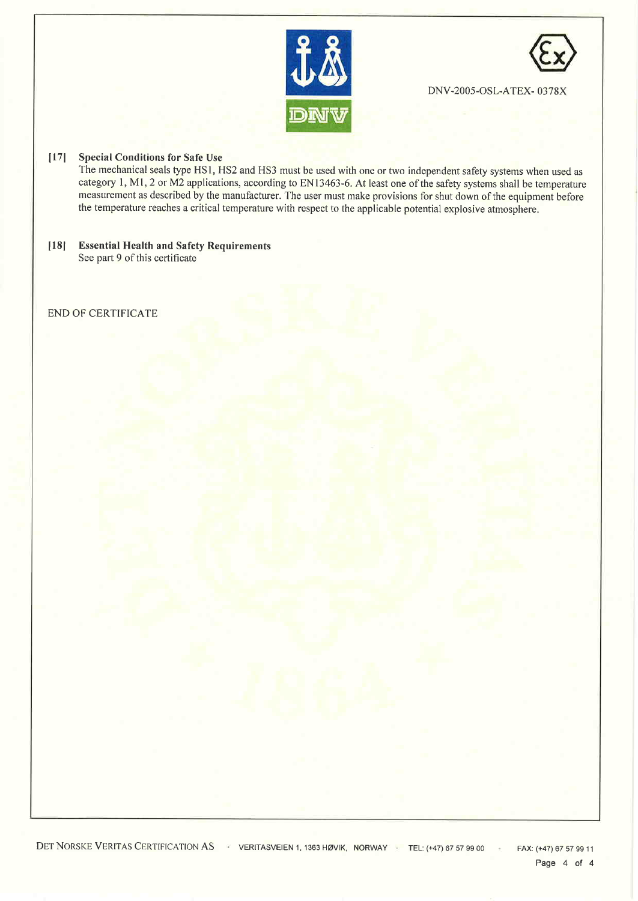DNV-2005-OSL-ATEX- 0378X

**[17] Special Conditions for Safe Use**

The mechanical seals type HS1, HS2 and HS3 must be used with one or two independent safety systems when used as category 1, M1, 2 or M2 applications, according to EN13463-6. At least one of the safety systems shall be temperature measurement as described by the manufacturer. The user must make provisions for shut down of the equipment before the temperature reaches a critical temperature with respect to the applicable potential explosive atmosphere.

**[18] Essential Health and Safety Requirements**

See part 9 of this certificate

END OF CERTIFICATE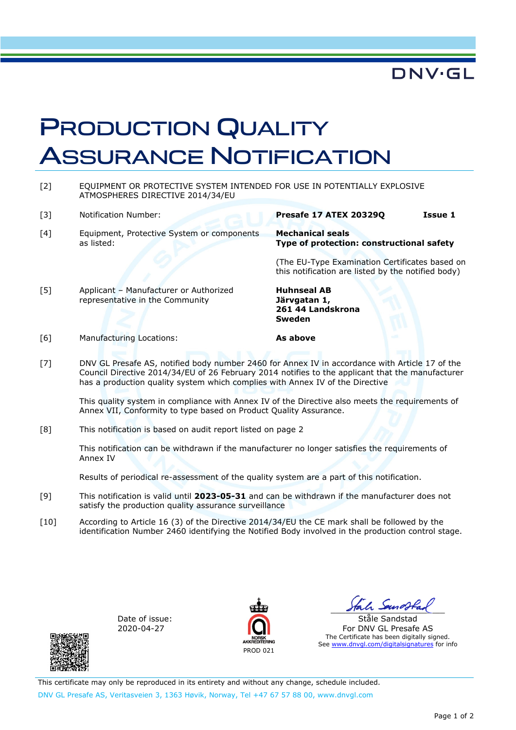DNV·GL

# Production Quality Assurance Notification

| | | |
|---|---|---|
| [2] | EQUIPMENT OR PROTECTIVE SYSTEM INTENDED FOR USE IN POTENTIALLY EXPLOSIVE ATMOSPHERES DIRECTIVE 2014/34/EU | |
| [3] | Notification Number: | **Presafe 17 ATEX 20329Q Issue 1** |
| [4] | Equipment, Protective System or components as listed: | **Mechanical seals**<br>**Type of protection: constructional safety**<br><br>(The EU-Type Examination Certificates based on this notification are listed by the notified body) |
| [5] | Applicant – Manufacturer or Authorized representative in the Community | **Huhnseal AB**<br>**Järvgatan 1,**<br>**261 44 Landskrona**<br>**Sweden** |
| [6] | Manufacturing Locations: | **As above** |

[7] DNV GL Presafe AS, notified body number 2460 for Annex IV in accordance with Article 17 of the Council Directive 2014/34/EU of 26 February 2014 notifies to the applicant that the manufacturer has a production quality system which complies with Annex IV of the Directive

This quality system in compliance with Annex IV of the Directive also meets the requirements of Annex VII, Conformity to type based on Product Quality Assurance.

[8] This notification is based on audit report listed on page 2

This notification can be withdrawn if the manufacturer no longer satisfies the requirements of Annex IV

Results of periodical re-assessment of the quality system are a part of this notification.

[9] This notification is valid until **2023-05-31** and can be withdrawn if the manufacturer does not satisfy the production quality assurance surveillance

[10] According to Article 16 (3) of the Directive 2014/34/EU the CE mark shall be followed by the identification Number 2460 identifying the Notified Body involved in the production control stage.

Date of issue:
2020-04-27

NORSK AKKREDITERING
PROD 021

Ståle Sandstad
For DNV GL Presafe AS
The Certificate has been digitally signed.
See www.dnvgl.com/digitalsignatures for info

This certificate may only be reproduced in its entirety and without any change, schedule included.

DNV GL Presafe AS, Veritasveien 3, 1363 Høvik, Norway, Tel +47 67 57 88 00, www.dnvgl.com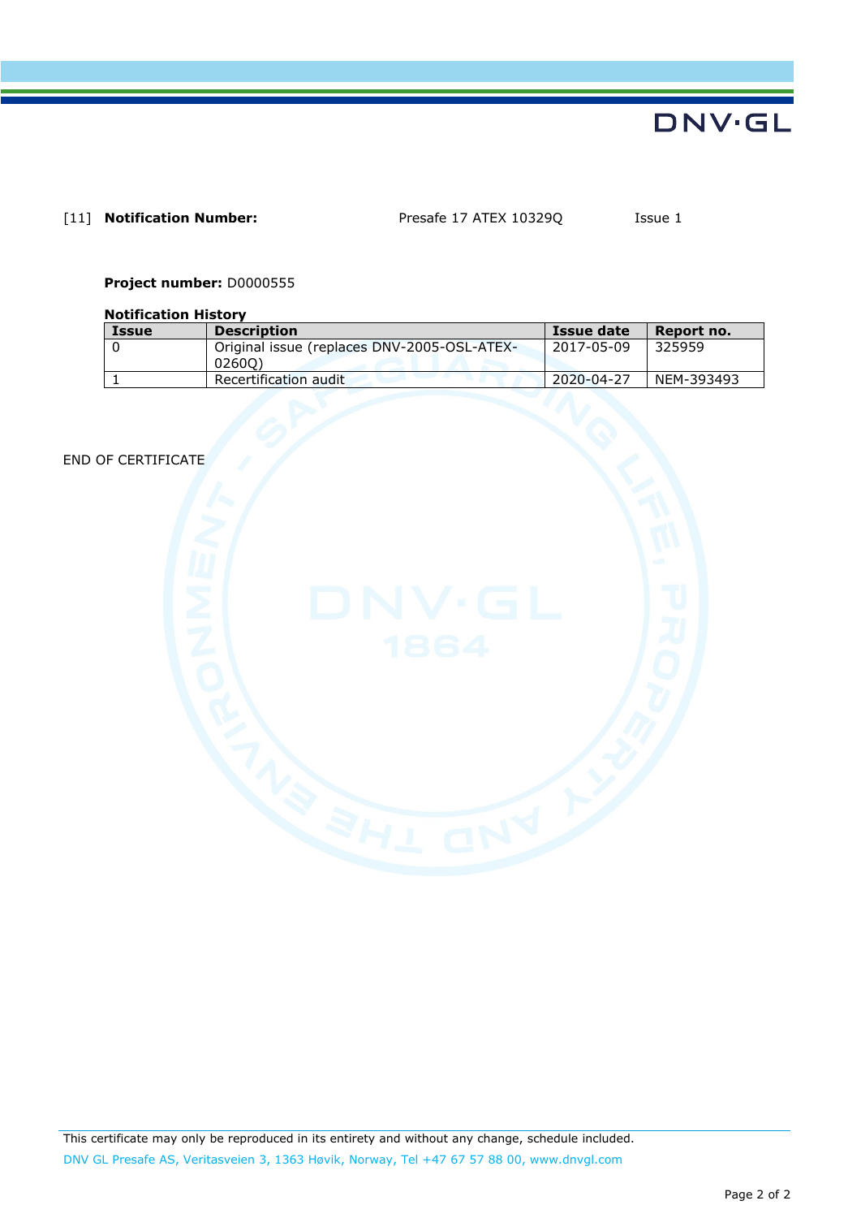[11] **Notification Number:** Presafe 17 ATEX 10329Q Issue 1

**Project number:** D0000555

**Notification History**

| Issue | Description | Issue date | Report no. |
| --- | --- | --- | --- |
| 0 | Original issue (replaces DNV-2005-OSL-ATEX-0260Q) | 2017-05-09 | 325959 |
| 1 | Recertification audit | 2020-04-27 | NEM-393493 |

END OF CERTIFICATE

This certificate may only be reproduced in its entirety and without any change, schedule included.

DNV GL Presafe AS, Veritasveien 3, 1363 Høvik, Norway, Tel +47 67 57 88 00, www.dnvgl.com